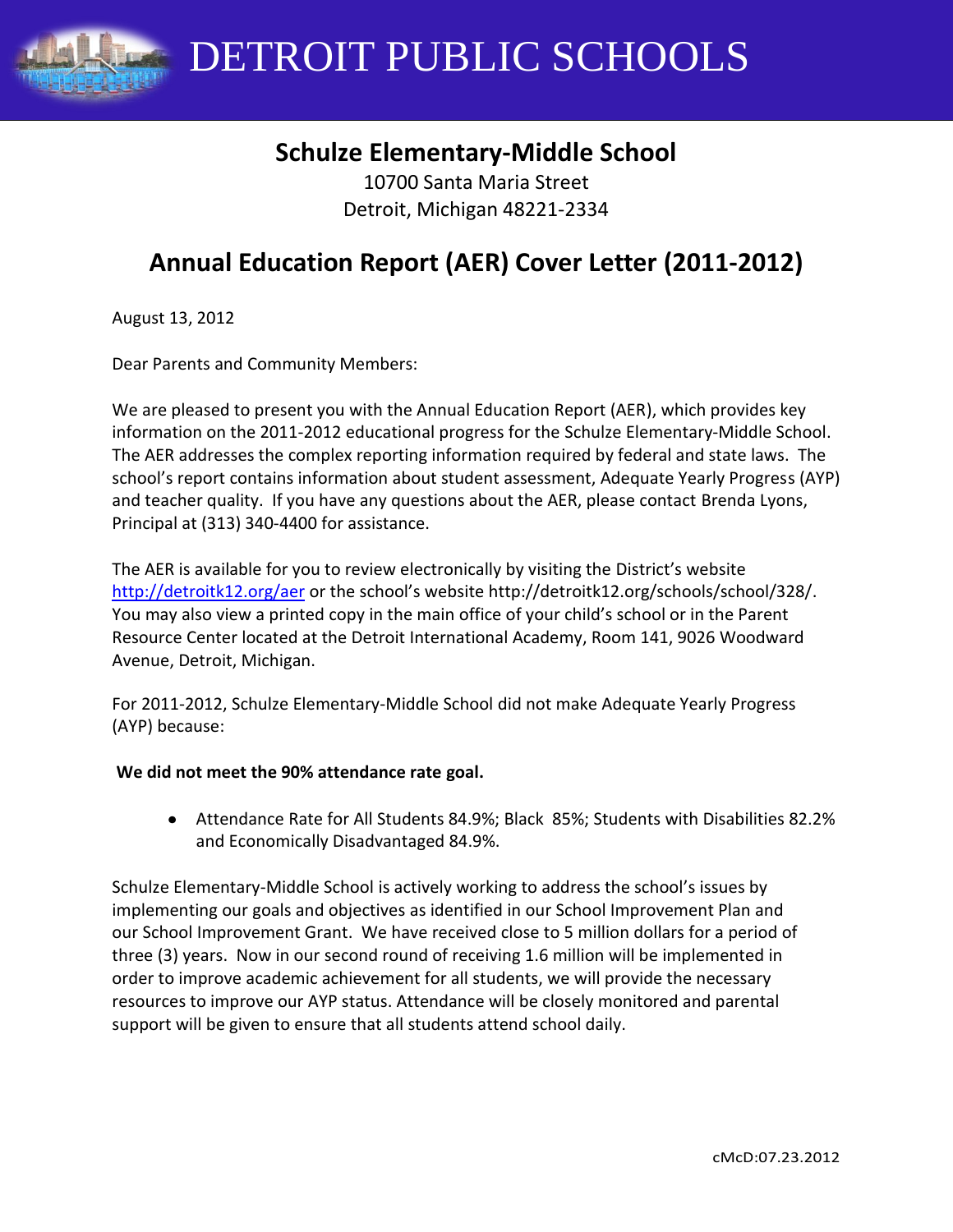# DETROIT PUBLIC SCHOOLS

## Schulze Elementary-Middle School

10700 Santa Maria Street
Detroit, Michigan 48221-2334

## Annual Education Report (AER) Cover Letter (2011-2012)

August 13, 2012

Dear Parents and Community Members:

We are pleased to present you with the Annual Education Report (AER), which provides key information on the 2011-2012 educational progress for the Schulze Elementary-Middle School. The AER addresses the complex reporting information required by federal and state laws. The school's report contains information about student assessment, Adequate Yearly Progress (AYP) and teacher quality. If you have any questions about the AER, please contact Brenda Lyons, Principal at (313) 340-4400 for assistance.

The AER is available for you to review electronically by visiting the District's website http://detroitk12.org/aer or the school's website http://detroitk12.org/schools/school/328/. You may also view a printed copy in the main office of your child's school or in the Parent Resource Center located at the Detroit International Academy, Room 141, 9026 Woodward Avenue, Detroit, Michigan.

For 2011-2012, Schulze Elementary-Middle School did not make Adequate Yearly Progress (AYP) because:

**We did not meet the 90% attendance rate goal.**

- Attendance Rate for All Students 84.9%; Black 85%; Students with Disabilities 82.2% and Economically Disadvantaged 84.9%.

Schulze Elementary-Middle School is actively working to address the school's issues by implementing our goals and objectives as identified in our School Improvement Plan and our School Improvement Grant. We have received close to 5 million dollars for a period of three (3) years. Now in our second round of receiving 1.6 million will be implemented in order to improve academic achievement for all students, we will provide the necessary resources to improve our AYP status. Attendance will be closely monitored and parental support will be given to ensure that all students attend school daily.

cMcD:07.23.2012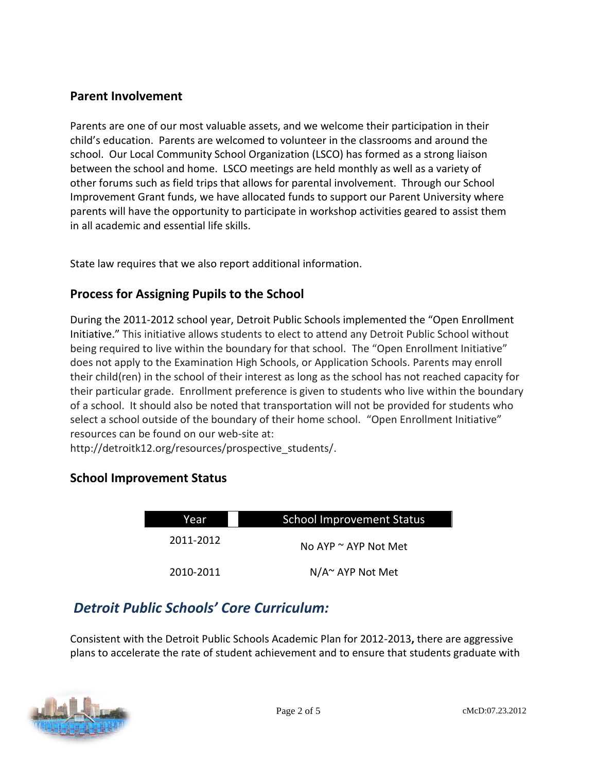## Parent Involvement

Parents are one of our most valuable assets, and we welcome their participation in their child's education. Parents are welcomed to volunteer in the classrooms and around the school. Our Local Community School Organization (LSCO) has formed as a strong liaison between the school and home. LSCO meetings are held monthly as well as a variety of other forums such as field trips that allows for parental involvement. Through our School Improvement Grant funds, we have allocated funds to support our Parent University where parents will have the opportunity to participate in workshop activities geared to assist them in all academic and essential life skills.

State law requires that we also report additional information.

## Process for Assigning Pupils to the School

During the 2011-2012 school year, Detroit Public Schools implemented the "Open Enrollment Initiative." This initiative allows students to elect to attend any Detroit Public School without being required to live within the boundary for that school. The "Open Enrollment Initiative" does not apply to the Examination High Schools, or Application Schools. Parents may enroll their child(ren) in the school of their interest as long as the school has not reached capacity for their particular grade. Enrollment preference is given to students who live within the boundary of a school. It should also be noted that transportation will not be provided for students who select a school outside of the boundary of their home school. "Open Enrollment Initiative" resources can be found on our web-site at: http://detroitk12.org/resources/prospective_students/.

## School Improvement Status

| Year | School Improvement Status |
|---|---|
| 2011-2012 | No AYP ~ AYP Not Met |
| 2010-2011 | N/A~ AYP Not Met |

## *Detroit Public Schools' Core Curriculum:*

Consistent with the Detroit Public Schools Academic Plan for 2012-2013**,** there are aggressive plans to accelerate the rate of student achievement and to ensure that students graduate with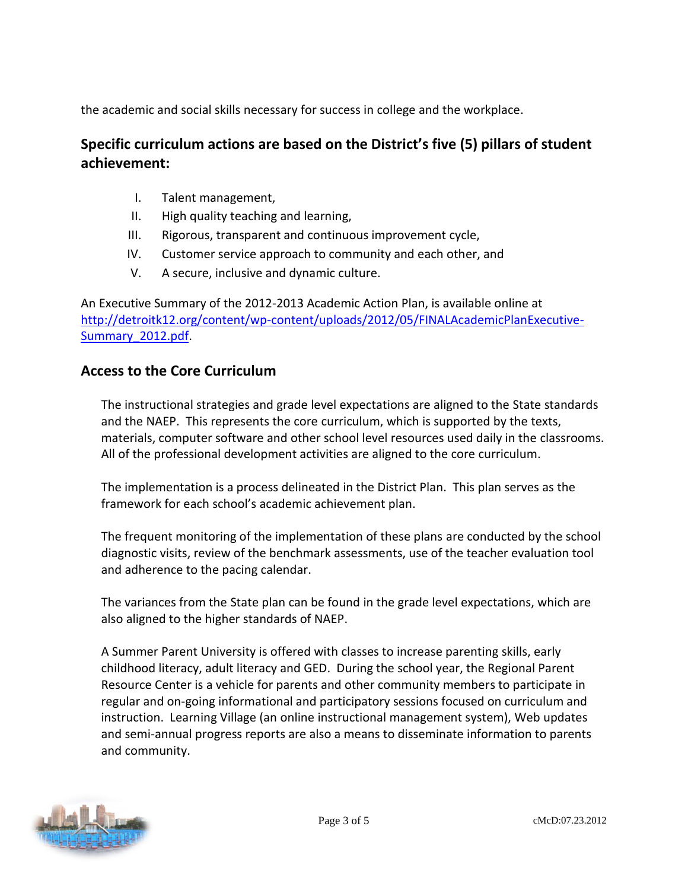the academic and social skills necessary for success in college and the workplace.

## Specific curriculum actions are based on the District's five (5) pillars of student achievement:

I. Talent management,
II. High quality teaching and learning,
III. Rigorous, transparent and continuous improvement cycle,
IV. Customer service approach to community and each other, and
V. A secure, inclusive and dynamic culture.

An Executive Summary of the 2012-2013 Academic Action Plan, is available online at [http://detroitk12.org/content/wp-content/uploads/2012/05/FINALAcademicPlanExecutive-Summary_2012.pdf](http://detroitk12.org/content/wp-content/uploads/2012/05/FINALAcademicPlanExecutive-Summary_2012.pdf).

## Access to the Core Curriculum

The instructional strategies and grade level expectations are aligned to the State standards and the NAEP. This represents the core curriculum, which is supported by the texts, materials, computer software and other school level resources used daily in the classrooms. All of the professional development activities are aligned to the core curriculum.

The implementation is a process delineated in the District Plan. This plan serves as the framework for each school's academic achievement plan.

The frequent monitoring of the implementation of these plans are conducted by the school diagnostic visits, review of the benchmark assessments, use of the teacher evaluation tool and adherence to the pacing calendar.

The variances from the State plan can be found in the grade level expectations, which are also aligned to the higher standards of NAEP.

A Summer Parent University is offered with classes to increase parenting skills, early childhood literacy, adult literacy and GED. During the school year, the Regional Parent Resource Center is a vehicle for parents and other community members to participate in regular and on-going informational and participatory sessions focused on curriculum and instruction. Learning Village (an online instructional management system), Web updates and semi-annual progress reports are also a means to disseminate information to parents and community.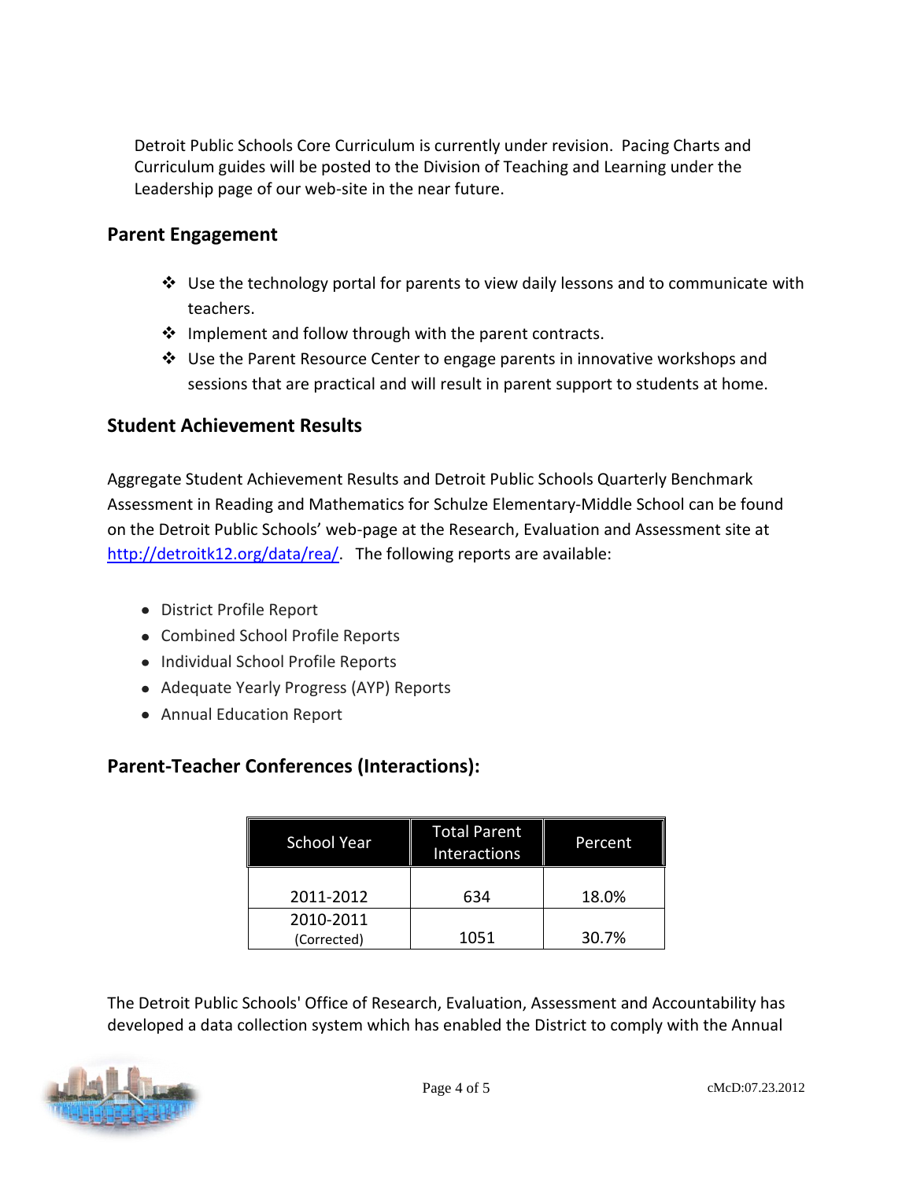Detroit Public Schools Core Curriculum is currently under revision. Pacing Charts and Curriculum guides will be posted to the Division of Teaching and Learning under the Leadership page of our web-site in the near future.

## Parent Engagement

- Use the technology portal for parents to view daily lessons and to communicate with teachers.
- Implement and follow through with the parent contracts.
- Use the Parent Resource Center to engage parents in innovative workshops and sessions that are practical and will result in parent support to students at home.

## Student Achievement Results

Aggregate Student Achievement Results and Detroit Public Schools Quarterly Benchmark Assessment in Reading and Mathematics for Schulze Elementary-Middle School can be found on the Detroit Public Schools' web-page at the Research, Evaluation and Assessment site at http://detroitk12.org/data/rea/. The following reports are available:

- District Profile Report
- Combined School Profile Reports
- Individual School Profile Reports
- Adequate Yearly Progress (AYP) Reports
- Annual Education Report

## Parent-Teacher Conferences (Interactions):

| School Year | Total Parent Interactions | Percent |
|---|---|---|
| 2011-2012 | 634 | 18.0% |
| 2010-2011 (Corrected) | 1051 | 30.7% |

The Detroit Public Schools' Office of Research, Evaluation, Assessment and Accountability has developed a data collection system which has enabled the District to comply with the Annual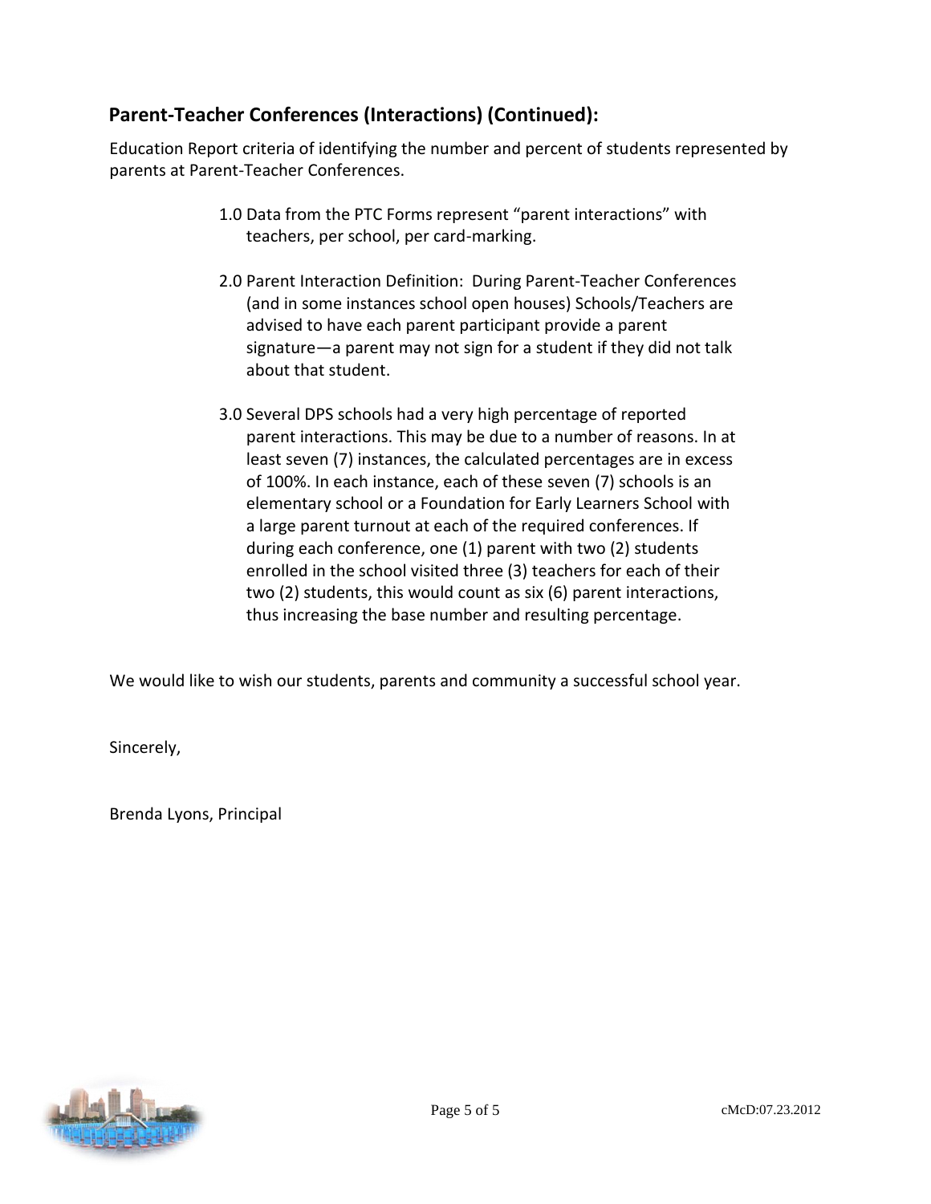## Parent-Teacher Conferences (Interactions) (Continued):

Education Report criteria of identifying the number and percent of students represented by parents at Parent-Teacher Conferences.

1.0 Data from the PTC Forms represent "parent interactions" with teachers, per school, per card-marking.

2.0 Parent Interaction Definition: During Parent-Teacher Conferences (and in some instances school open houses) Schools/Teachers are advised to have each parent participant provide a parent signature—a parent may not sign for a student if they did not talk about that student.

3.0 Several DPS schools had a very high percentage of reported parent interactions. This may be due to a number of reasons. In at least seven (7) instances, the calculated percentages are in excess of 100%. In each instance, each of these seven (7) schools is an elementary school or a Foundation for Early Learners School with a large parent turnout at each of the required conferences. If during each conference, one (1) parent with two (2) students enrolled in the school visited three (3) teachers for each of their two (2) students, this would count as six (6) parent interactions, thus increasing the base number and resulting percentage.

We would like to wish our students, parents and community a successful school year.

Sincerely,

Brenda Lyons, Principal

cMcD:07.23.2012